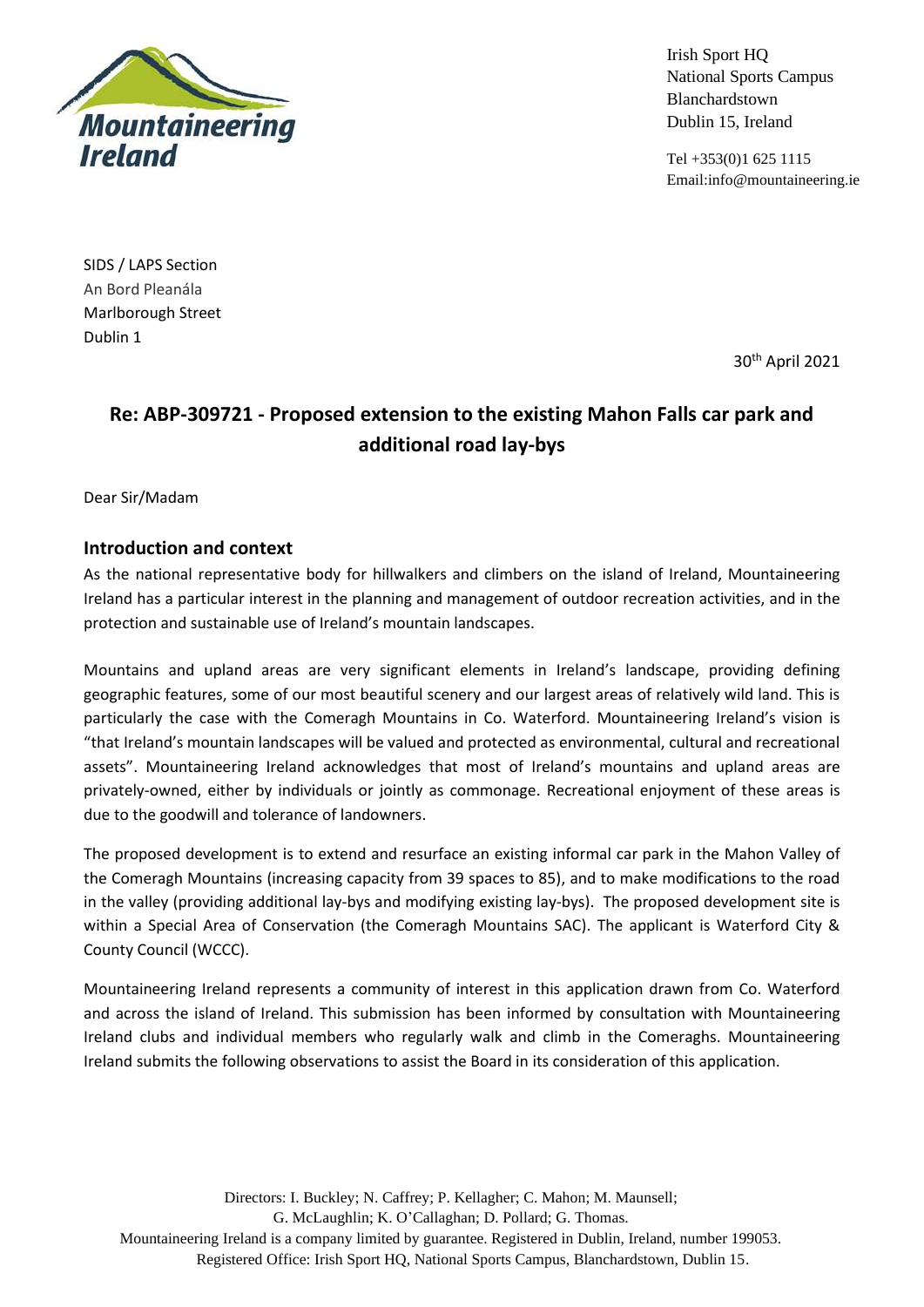Irish Sport HQ
National Sports Campus
Blanchardstown
Dublin 15, Ireland

Tel +353(0)1 625 1115
Email:info@mountaineering.ie

SIDS / LAPS Section
An Bord Pleanála
Marlborough Street
Dublin 1

30th April 2021

## Re: ABP-309721 - Proposed extension to the existing Mahon Falls car park and additional road lay-bys

Dear Sir/Madam

### Introduction and context

As the national representative body for hillwalkers and climbers on the island of Ireland, Mountaineering Ireland has a particular interest in the planning and management of outdoor recreation activities, and in the protection and sustainable use of Ireland's mountain landscapes.

Mountains and upland areas are very significant elements in Ireland's landscape, providing defining geographic features, some of our most beautiful scenery and our largest areas of relatively wild land. This is particularly the case with the Comeragh Mountains in Co. Waterford. Mountaineering Ireland's vision is "that Ireland's mountain landscapes will be valued and protected as environmental, cultural and recreational assets". Mountaineering Ireland acknowledges that most of Ireland's mountains and upland areas are privately-owned, either by individuals or jointly as commonage. Recreational enjoyment of these areas is due to the goodwill and tolerance of landowners.

The proposed development is to extend and resurface an existing informal car park in the Mahon Valley of the Comeragh Mountains (increasing capacity from 39 spaces to 85), and to make modifications to the road in the valley (providing additional lay-bys and modifying existing lay-bys). The proposed development site is within a Special Area of Conservation (the Comeragh Mountains SAC). The applicant is Waterford City & County Council (WCCC).

Mountaineering Ireland represents a community of interest in this application drawn from Co. Waterford and across the island of Ireland. This submission has been informed by consultation with Mountaineering Ireland clubs and individual members who regularly walk and climb in the Comeraghs. Mountaineering Ireland submits the following observations to assist the Board in its consideration of this application.

Directors: I. Buckley; N. Caffrey; P. Kellagher; C. Mahon; M. Maunsell; G. McLaughlin; K. O'Callaghan; D. Pollard; G. Thomas.
Mountaineering Ireland is a company limited by guarantee. Registered in Dublin, Ireland, number 199053.
Registered Office: Irish Sport HQ, National Sports Campus, Blanchardstown, Dublin 15.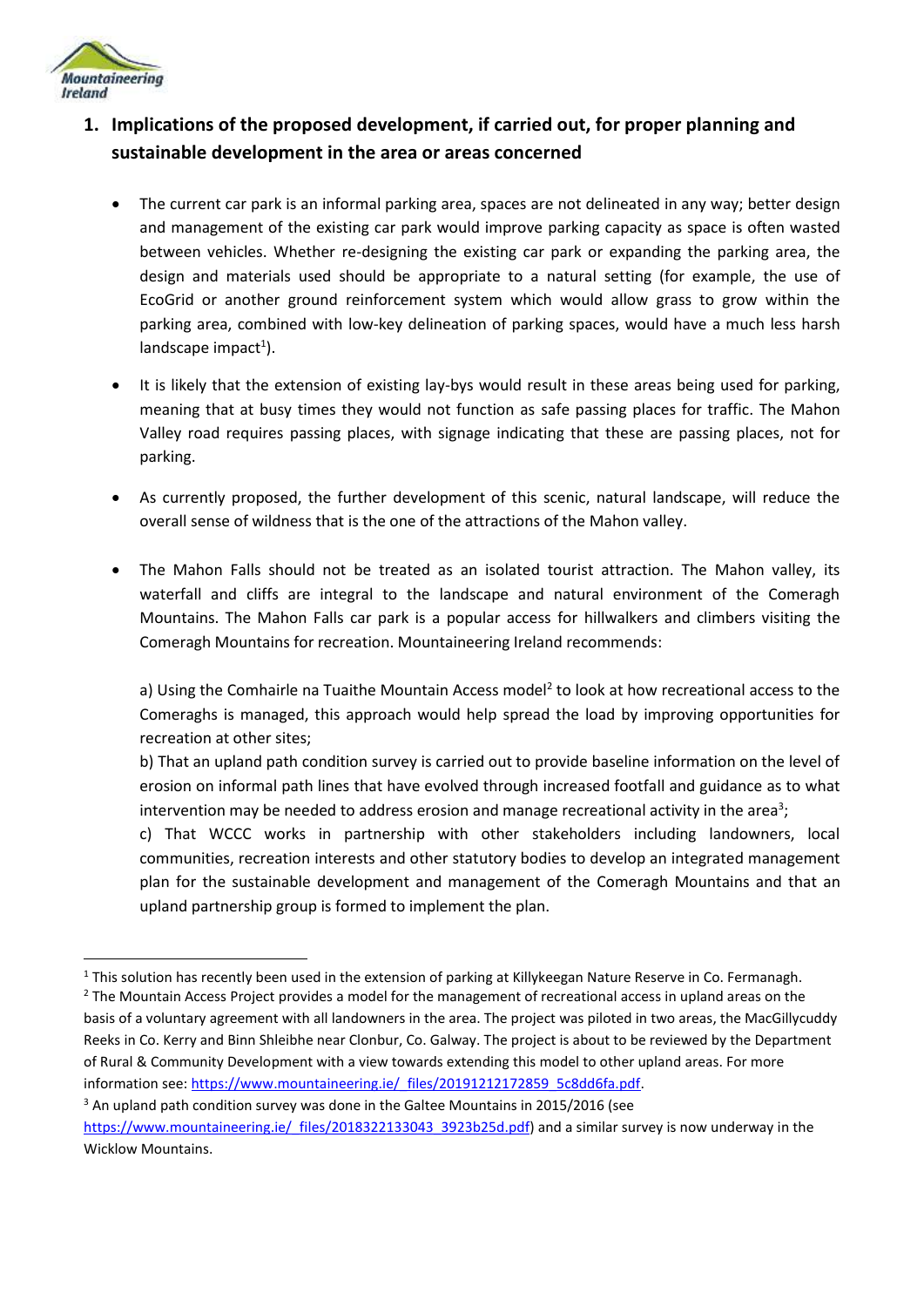## 1. Implications of the proposed development, if carried out, for proper planning and sustainable development in the area or areas concerned

- The current car park is an informal parking area, spaces are not delineated in any way; better design and management of the existing car park would improve parking capacity as space is often wasted between vehicles. Whether re-designing the existing car park or expanding the parking area, the design and materials used should be appropriate to a natural setting (for example, the use of EcoGrid or another ground reinforcement system which would allow grass to grow within the parking area, combined with low-key delineation of parking spaces, would have a much less harsh landscape impact[1]).

- It is likely that the extension of existing lay-bys would result in these areas being used for parking, meaning that at busy times they would not function as safe passing places for traffic. The Mahon Valley road requires passing places, with signage indicating that these are passing places, not for parking.

- As currently proposed, the further development of this scenic, natural landscape, will reduce the overall sense of wildness that is the one of the attractions of the Mahon valley.

- The Mahon Falls should not be treated as an isolated tourist attraction. The Mahon valley, its waterfall and cliffs are integral to the landscape and natural environment of the Comeragh Mountains. The Mahon Falls car park is a popular access for hillwalkers and climbers visiting the Comeragh Mountains for recreation. Mountaineering Ireland recommends:

  a) Using the Comhairle na Tuaithe Mountain Access model[2] to look at how recreational access to the Comeraghs is managed, this approach would help spread the load by improving opportunities for recreation at other sites;
  b) That an upland path condition survey is carried out to provide baseline information on the level of erosion on informal path lines that have evolved through increased footfall and guidance as to what intervention may be needed to address erosion and manage recreational activity in the area[3];
  c) That WCCC works in partnership with other stakeholders including landowners, local communities, recreation interests and other statutory bodies to develop an integrated management plan for the sustainable development and management of the Comeragh Mountains and that an upland partnership group is formed to implement the plan.

---

[1] This solution has recently been used in the extension of parking at Killykeegan Nature Reserve in Co. Fermanagh.

[2] The Mountain Access Project provides a model for the management of recreational access in upland areas on the basis of a voluntary agreement with all landowners in the area. The project was piloted in two areas, the MacGillycuddy Reeks in Co. Kerry and Binn Shleibhe near Clonbur, Co. Galway. The project is about to be reviewed by the Department of Rural & Community Development with a view towards extending this model to other upland areas. For more information see: https://www.mountaineering.ie/_files/20191212172859_5c8dd6fa.pdf.

[3] An upland path condition survey was done in the Galtee Mountains in 2015/2016 (see https://www.mountaineering.ie/_files/2018322133043_3923b25d.pdf) and a similar survey is now underway in the Wicklow Mountains.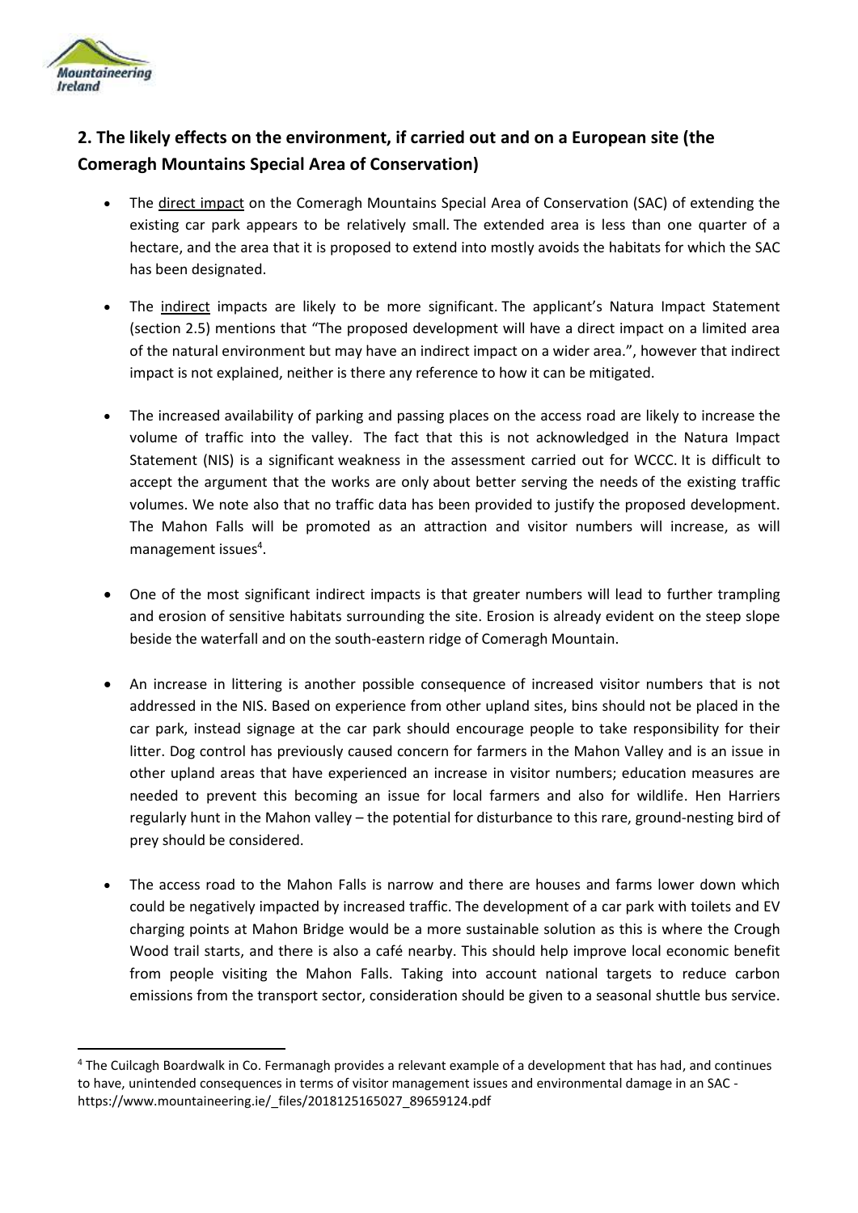## 2. The likely effects on the environment, if carried out and on a European site (the Comeragh Mountains Special Area of Conservation)

- The direct impact on the Comeragh Mountains Special Area of Conservation (SAC) of extending the existing car park appears to be relatively small. The extended area is less than one quarter of a hectare, and the area that it is proposed to extend into mostly avoids the habitats for which the SAC has been designated.

- The indirect impacts are likely to be more significant. The applicant's Natura Impact Statement (section 2.5) mentions that "The proposed development will have a direct impact on a limited area of the natural environment but may have an indirect impact on a wider area.", however that indirect impact is not explained, neither is there any reference to how it can be mitigated.

- The increased availability of parking and passing places on the access road are likely to increase the volume of traffic into the valley. The fact that this is not acknowledged in the Natura Impact Statement (NIS) is a significant weakness in the assessment carried out for WCCC. It is difficult to accept the argument that the works are only about better serving the needs of the existing traffic volumes. We note also that no traffic data has been provided to justify the proposed development. The Mahon Falls will be promoted as an attraction and visitor numbers will increase, as will management issues[4].

- One of the most significant indirect impacts is that greater numbers will lead to further trampling and erosion of sensitive habitats surrounding the site. Erosion is already evident on the steep slope beside the waterfall and on the south-eastern ridge of Comeragh Mountain.

- An increase in littering is another possible consequence of increased visitor numbers that is not addressed in the NIS. Based on experience from other upland sites, bins should not be placed in the car park, instead signage at the car park should encourage people to take responsibility for their litter. Dog control has previously caused concern for farmers in the Mahon Valley and is an issue in other upland areas that have experienced an increase in visitor numbers; education measures are needed to prevent this becoming an issue for local farmers and also for wildlife. Hen Harriers regularly hunt in the Mahon valley – the potential for disturbance to this rare, ground-nesting bird of prey should be considered.

- The access road to the Mahon Falls is narrow and there are houses and farms lower down which could be negatively impacted by increased traffic. The development of a car park with toilets and EV charging points at Mahon Bridge would be a more sustainable solution as this is where the Crough Wood trail starts, and there is also a café nearby. This should help improve local economic benefit from people visiting the Mahon Falls. Taking into account national targets to reduce carbon emissions from the transport sector, consideration should be given to a seasonal shuttle bus service.

---

[4] The Cuilcagh Boardwalk in Co. Fermanagh provides a relevant example of a development that has had, and continues to have, unintended consequences in terms of visitor management issues and environmental damage in an SAC - https://www.mountaineering.ie/_files/2018125165027_89659124.pdf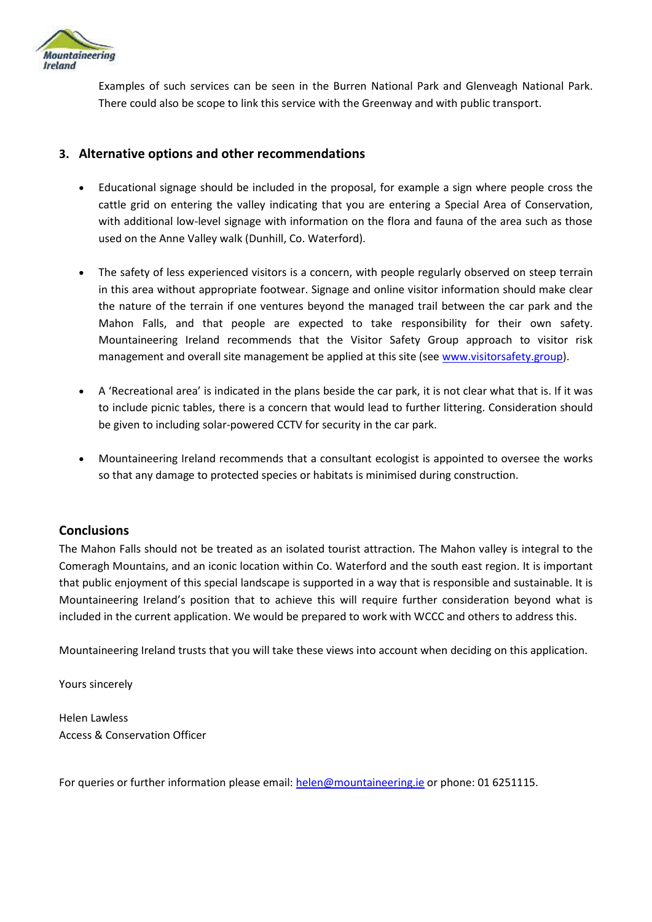Examples of such services can be seen in the Burren National Park and Glenveagh National Park. There could also be scope to link this service with the Greenway and with public transport.

## 3. Alternative options and other recommendations

- Educational signage should be included in the proposal, for example a sign where people cross the cattle grid on entering the valley indicating that you are entering a Special Area of Conservation, with additional low-level signage with information on the flora and fauna of the area such as those used on the Anne Valley walk (Dunhill, Co. Waterford).

- The safety of less experienced visitors is a concern, with people regularly observed on steep terrain in this area without appropriate footwear. Signage and online visitor information should make clear the nature of the terrain if one ventures beyond the managed trail between the car park and the Mahon Falls, and that people are expected to take responsibility for their own safety. Mountaineering Ireland recommends that the Visitor Safety Group approach to visitor risk management and overall site management be applied at this site (see www.visitorsafety.group).

- A 'Recreational area' is indicated in the plans beside the car park, it is not clear what that is. If it was to include picnic tables, there is a concern that would lead to further littering. Consideration should be given to including solar-powered CCTV for security in the car park.

- Mountaineering Ireland recommends that a consultant ecologist is appointed to oversee the works so that any damage to protected species or habitats is minimised during construction.

## Conclusions

The Mahon Falls should not be treated as an isolated tourist attraction. The Mahon valley is integral to the Comeragh Mountains, and an iconic location within Co. Waterford and the south east region. It is important that public enjoyment of this special landscape is supported in a way that is responsible and sustainable. It is Mountaineering Ireland's position that to achieve this will require further consideration beyond what is included in the current application. We would be prepared to work with WCCC and others to address this.

Mountaineering Ireland trusts that you will take these views into account when deciding on this application.

Yours sincerely

Helen Lawless
Access & Conservation Officer

For queries or further information please email: helen@mountaineering.ie or phone: 01 6251115.